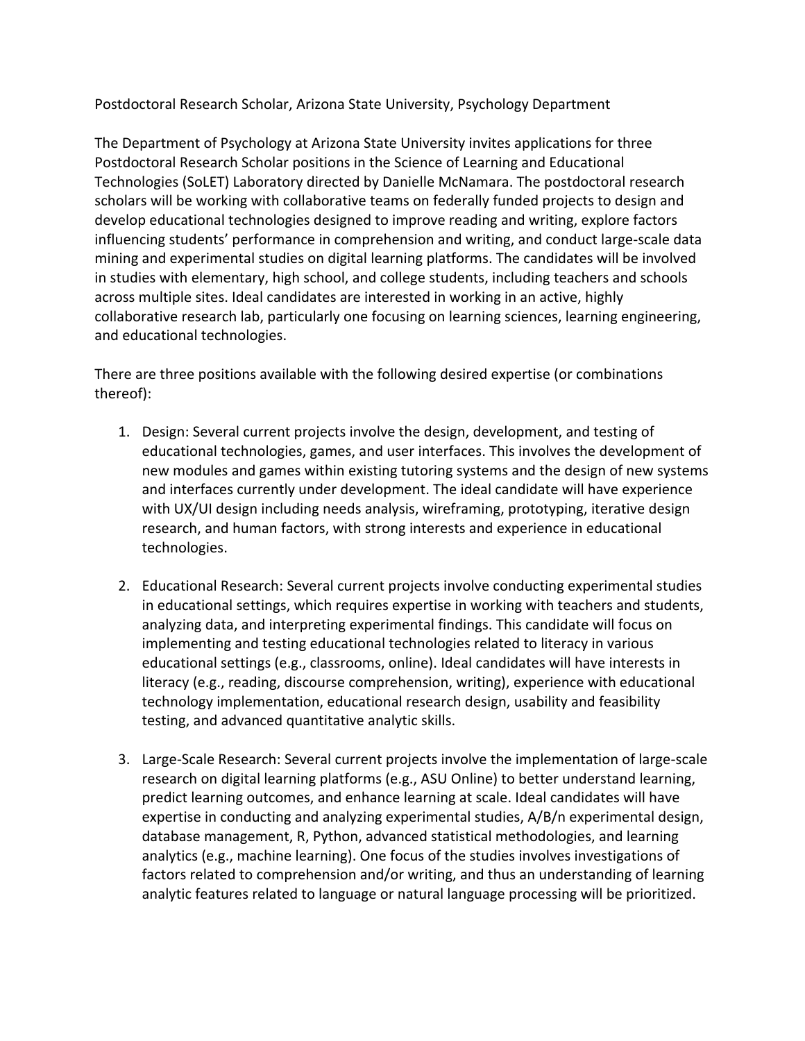Postdoctoral Research Scholar, Arizona State University, Psychology Department

The Department of Psychology at Arizona State University invites applications for three Postdoctoral Research Scholar positions in the Science of Learning and Educational Technologies (SoLET) Laboratory directed by Danielle McNamara. The postdoctoral research scholars will be working with collaborative teams on federally funded projects to design and develop educational technologies designed to improve reading and writing, explore factors influencing students' performance in comprehension and writing, and conduct large-scale data mining and experimental studies on digital learning platforms. The candidates will be involved in studies with elementary, high school, and college students, including teachers and schools across multiple sites. Ideal candidates are interested in working in an active, highly collaborative research lab, particularly one focusing on learning sciences, learning engineering, and educational technologies.

There are three positions available with the following desired expertise (or combinations thereof):

1. Design: Several current projects involve the design, development, and testing of educational technologies, games, and user interfaces. This involves the development of new modules and games within existing tutoring systems and the design of new systems and interfaces currently under development. The ideal candidate will have experience with UX/UI design including needs analysis, wireframing, prototyping, iterative design research, and human factors, with strong interests and experience in educational technologies.

2. Educational Research: Several current projects involve conducting experimental studies in educational settings, which requires expertise in working with teachers and students, analyzing data, and interpreting experimental findings. This candidate will focus on implementing and testing educational technologies related to literacy in various educational settings (e.g., classrooms, online). Ideal candidates will have interests in literacy (e.g., reading, discourse comprehension, writing), experience with educational technology implementation, educational research design, usability and feasibility testing, and advanced quantitative analytic skills.

3. Large-Scale Research: Several current projects involve the implementation of large-scale research on digital learning platforms (e.g., ASU Online) to better understand learning, predict learning outcomes, and enhance learning at scale. Ideal candidates will have expertise in conducting and analyzing experimental studies, A/B/n experimental design, database management, R, Python, advanced statistical methodologies, and learning analytics (e.g., machine learning). One focus of the studies involves investigations of factors related to comprehension and/or writing, and thus an understanding of learning analytic features related to language or natural language processing will be prioritized.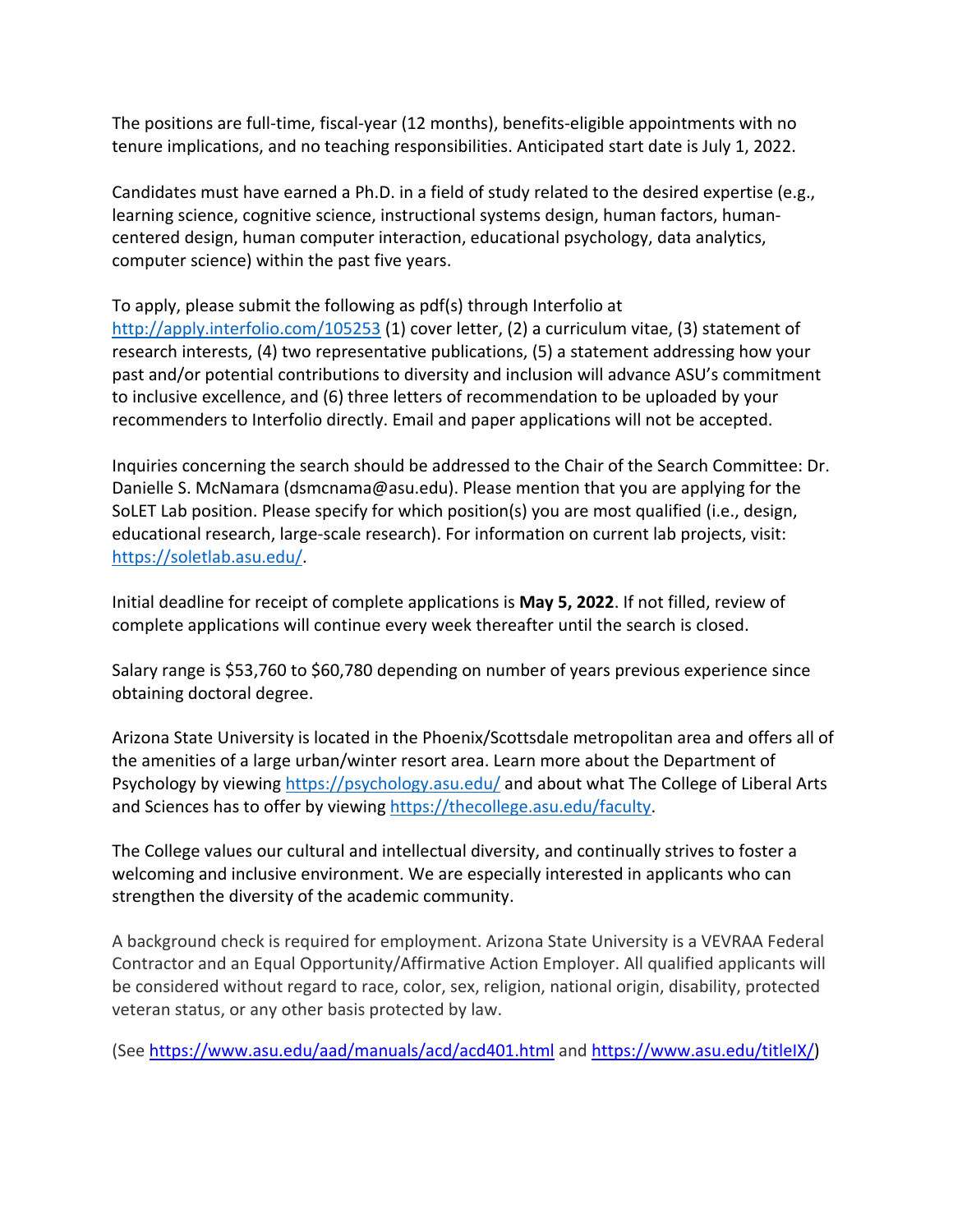The positions are full-time, fiscal-year (12 months), benefits-eligible appointments with no tenure implications, and no teaching responsibilities. Anticipated start date is July 1, 2022.

Candidates must have earned a Ph.D. in a field of study related to the desired expertise (e.g., learning science, cognitive science, instructional systems design, human factors, human-centered design, human computer interaction, educational psychology, data analytics, computer science) within the past five years.

To apply, please submit the following as pdf(s) through Interfolio at [http://apply.interfolio.com/105253](http://apply.interfolio.com/105253) (1) cover letter, (2) a curriculum vitae, (3) statement of research interests, (4) two representative publications, (5) a statement addressing how your past and/or potential contributions to diversity and inclusion will advance ASU's commitment to inclusive excellence, and (6) three letters of recommendation to be uploaded by your recommenders to Interfolio directly. Email and paper applications will not be accepted.

Inquiries concerning the search should be addressed to the Chair of the Search Committee: Dr. Danielle S. McNamara (dsmcnama@asu.edu). Please mention that you are applying for the SoLET Lab position. Please specify for which position(s) you are most qualified (i.e., design, educational research, large-scale research). For information on current lab projects, visit: [https://soletlab.asu.edu/](https://soletlab.asu.edu/).

Initial deadline for receipt of complete applications is **May 5, 2022**. If not filled, review of complete applications will continue every week thereafter until the search is closed.

Salary range is $53,760 to $60,780 depending on number of years previous experience since obtaining doctoral degree.

Arizona State University is located in the Phoenix/Scottsdale metropolitan area and offers all of the amenities of a large urban/winter resort area. Learn more about the Department of Psychology by viewing [https://psychology.asu.edu/](https://psychology.asu.edu/) and about what The College of Liberal Arts and Sciences has to offer by viewing [https://thecollege.asu.edu/faculty](https://thecollege.asu.edu/faculty).

The College values our cultural and intellectual diversity, and continually strives to foster a welcoming and inclusive environment. We are especially interested in applicants who can strengthen the diversity of the academic community.

A background check is required for employment. Arizona State University is a VEVRAA Federal Contractor and an Equal Opportunity/Affirmative Action Employer. All qualified applicants will be considered without regard to race, color, sex, religion, national origin, disability, protected veteran status, or any other basis protected by law.

(See [https://www.asu.edu/aad/manuals/acd/acd401.html](https://www.asu.edu/aad/manuals/acd/acd401.html) and [https://www.asu.edu/titleIX/](https://www.asu.edu/titleIX/))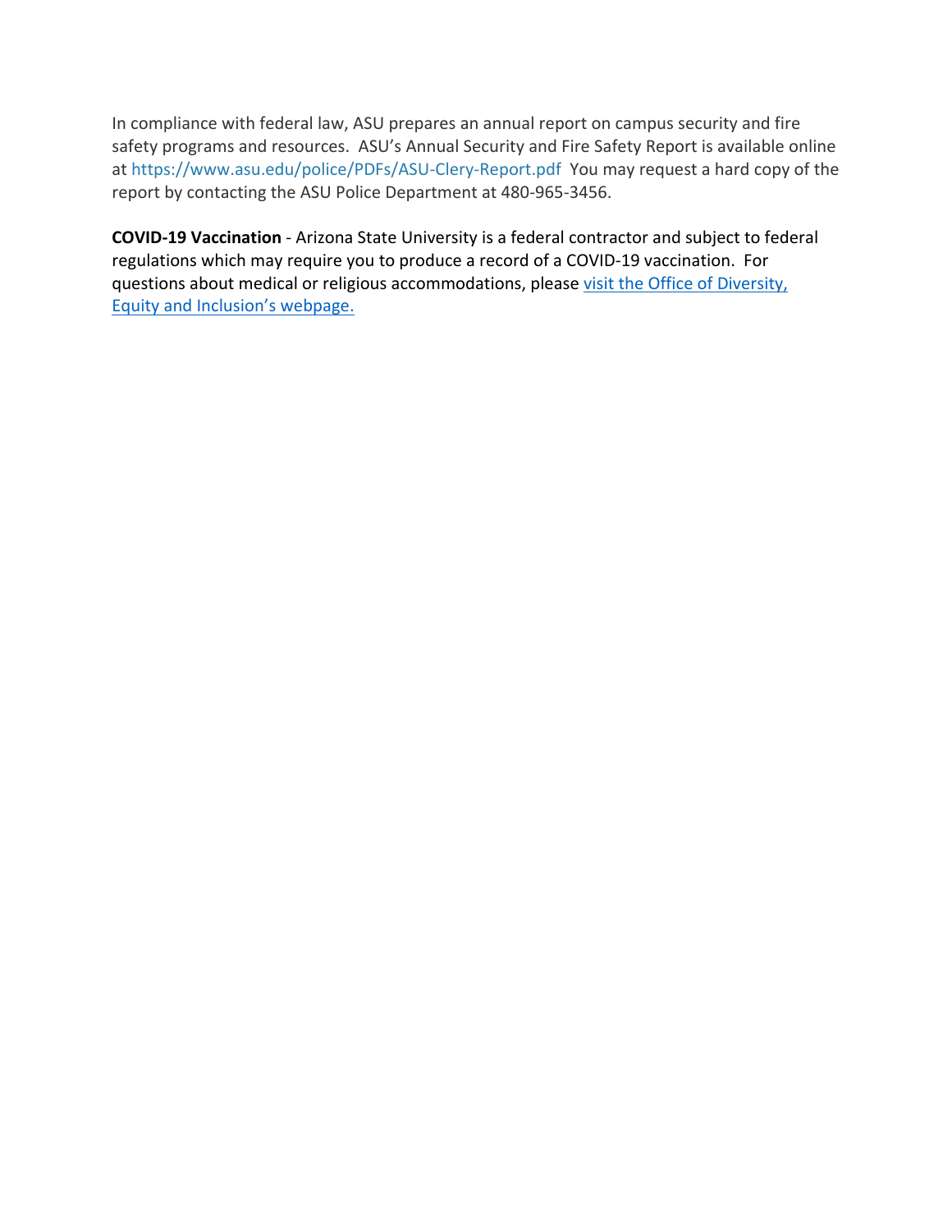In compliance with federal law, ASU prepares an annual report on campus security and fire safety programs and resources. ASU's Annual Security and Fire Safety Report is available online at https://www.asu.edu/police/PDFs/ASU-Clery-Report.pdf You may request a hard copy of the report by contacting the ASU Police Department at 480-965-3456.

**COVID-19 Vaccination** - Arizona State University is a federal contractor and subject to federal regulations which may require you to produce a record of a COVID-19 vaccination. For questions about medical or religious accommodations, please visit the Office of Diversity, Equity and Inclusion's webpage.